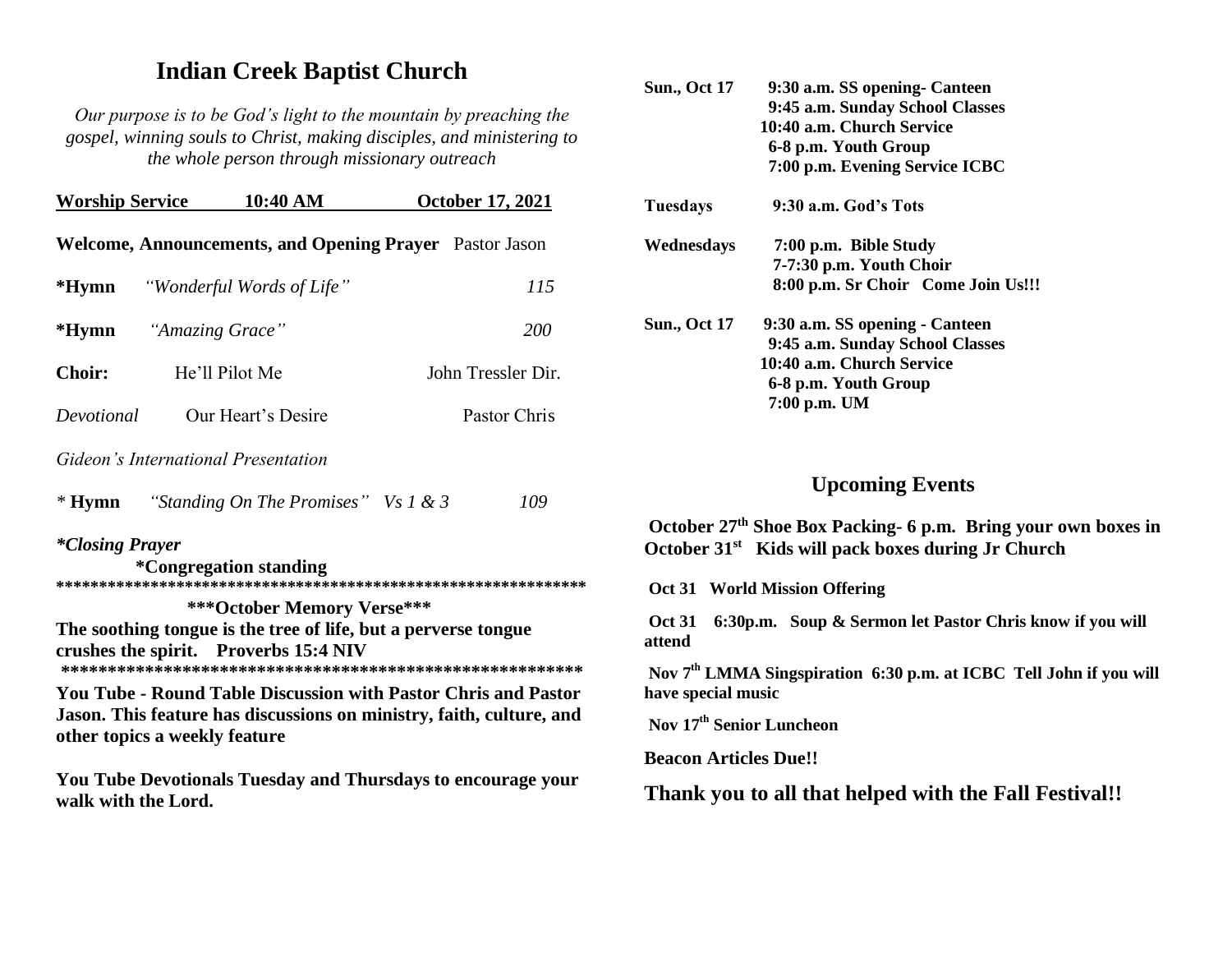# Indian Creek Baptist Church

*Our purpose is to be God's light to the mountain by preaching the gospel, winning souls to Christ, making disciples, and ministering to the whole person through missionary outreach*

**Worship Service 10:40 AM October 17, 2021**

**Welcome, Announcements, and Opening Prayer** Pastor Jason

**\*Hymn** *"Wonderful Words of Life"* *115*

**\*Hymn** *"Amazing Grace"* *200*

**Choir:** He'll Pilot Me John Tressler Dir.

*Devotional* Our Heart's Desire Pastor Chris

*Gideon's International Presentation*

*\** **Hymn** *"Standing On The Promises" Vs 1 & 3* *109*

***\*Closing Prayer***

**\*Congregation standing**

**\*\*\*\*\*\*\*\*\*\*\*\*\*\*\*\*\*\*\*\*\*\*\*\*\*\*\*\*\*\*\*\*\*\*\*\*\*\*\*\*\*\*\*\*\*\*\*\*\*\*\*\*\*\*\*\*\*\*\*\*\*\***

**\*\*\*October Memory Verse\*\*\***

**The soothing tongue is the tree of life, but a perverse tongue crushes the spirit. Proverbs 15:4 NIV**

**\*\*\*\*\*\*\*\*\*\*\*\*\*\*\*\*\*\*\*\*\*\*\*\*\*\*\*\*\*\*\*\*\*\*\*\*\*\*\*\*\*\*\*\*\*\*\*\*\*\*\*\*\*\*\*\*\*\*\***

**You Tube - Round Table Discussion with Pastor Chris and Pastor Jason. This feature has discussions on ministry, faith, culture, and other topics a weekly feature**

**You Tube Devotionals Tuesday and Thursdays to encourage your walk with the Lord.**

**Sun., Oct 17**
- **9:30 a.m. SS opening- Canteen**
- **9:45 a.m. Sunday School Classes**
- **10:40 a.m. Church Service**
- **6-8 p.m. Youth Group**
- **7:00 p.m. Evening Service ICBC**

**Tuesdays**
- **9:30 a.m. God's Tots**

**Wednesdays**
- **7:00 p.m. Bible Study**
- **7-7:30 p.m. Youth Choir**
- **8:00 p.m. Sr Choir Come Join Us!!!**

**Sun., Oct 17**
- **9:30 a.m. SS opening - Canteen**
- **9:45 a.m. Sunday School Classes**
- **10:40 a.m. Church Service**
- **6-8 p.m. Youth Group**
- **7:00 p.m. UM**

## Upcoming Events

**October 27th Shoe Box Packing- 6 p.m. Bring your own boxes in October 31st Kids will pack boxes during Jr Church**

**Oct 31 World Mission Offering**

**Oct 31 6:30p.m. Soup & Sermon let Pastor Chris know if you will attend**

**Nov 7th LMMA Singspiration 6:30 p.m. at ICBC Tell John if you will have special music**

**Nov 17th Senior Luncheon**

**Beacon Articles Due!!**

**Thank you to all that helped with the Fall Festival!!**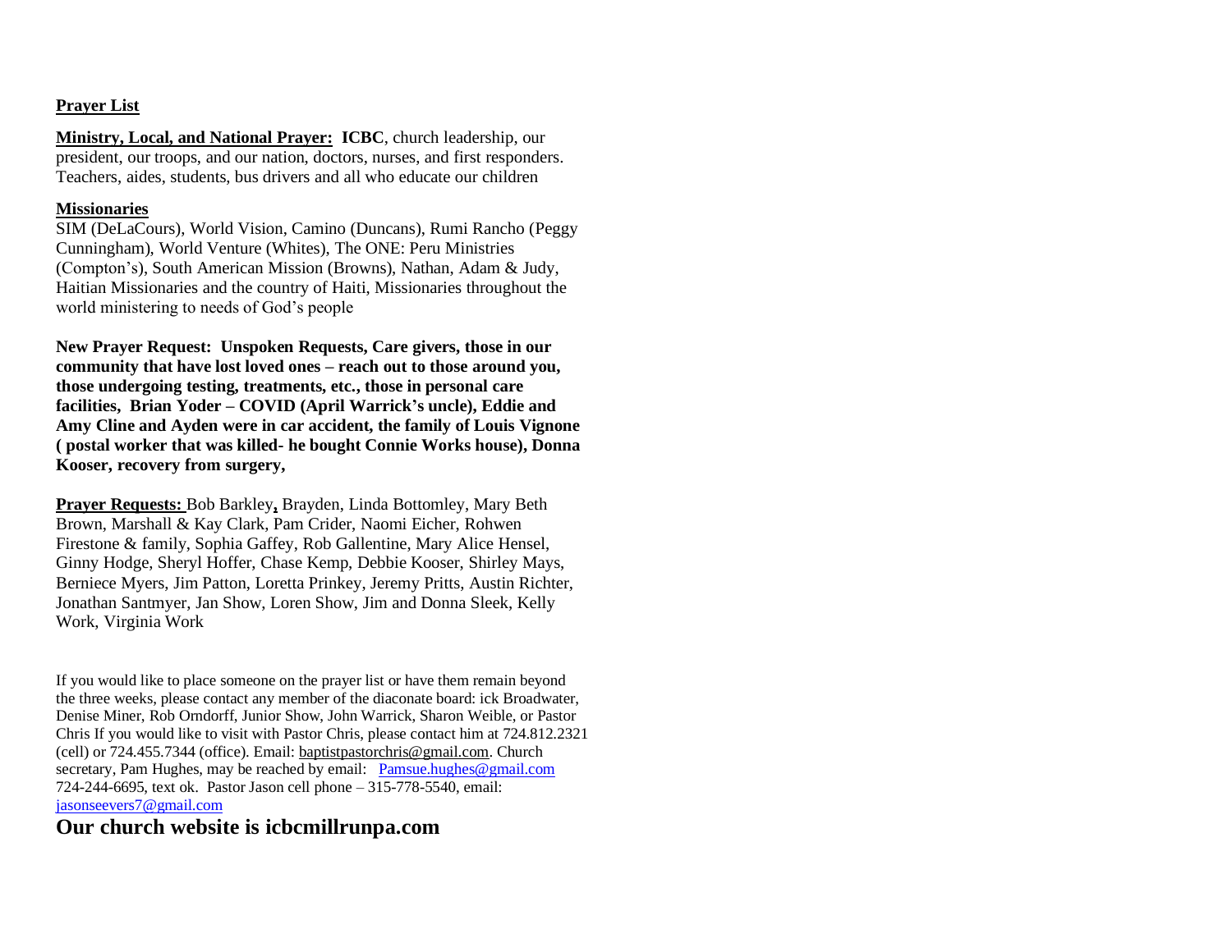**Prayer List**

**Ministry, Local, and National Prayer:** **ICBC**, church leadership, our president, our troops, and our nation, doctors, nurses, and first responders. Teachers, aides, students, bus drivers and all who educate our children

**Missionaries**

SIM (DeLaCours), World Vision, Camino (Duncans), Rumi Rancho (Peggy Cunningham), World Venture (Whites), The ONE: Peru Ministries (Compton's), South American Mission (Browns), Nathan, Adam & Judy, Haitian Missionaries and the country of Haiti, Missionaries throughout the world ministering to needs of God's people

**New Prayer Request: Unspoken Requests, Care givers, those in our community that have lost loved ones – reach out to those around you, those undergoing testing, treatments, etc., those in personal care facilities, Brian Yoder – COVID (April Warrick's uncle), Eddie and Amy Cline and Ayden were in car accident, the family of Louis Vignone ( postal worker that was killed- he bought Connie Works house), Donna Kooser, recovery from surgery,**

**Prayer Requests:** Bob Barkley**,** Brayden, Linda Bottomley, Mary Beth Brown, Marshall & Kay Clark, Pam Crider, Naomi Eicher, Rohwen Firestone & family, Sophia Gaffey, Rob Gallentine, Mary Alice Hensel, Ginny Hodge, Sheryl Hoffer, Chase Kemp, Debbie Kooser, Shirley Mays, Berniece Myers, Jim Patton, Loretta Prinkey, Jeremy Pritts, Austin Richter, Jonathan Santmyer, Jan Show, Loren Show, Jim and Donna Sleek, Kelly Work, Virginia Work

If you would like to place someone on the prayer list or have them remain beyond the three weeks, please contact any member of the diaconate board: ick Broadwater, Denise Miner, Rob Orndorff, Junior Show, John Warrick, Sharon Weible, or Pastor Chris If you would like to visit with Pastor Chris, please contact him at 724.812.2321 (cell) or 724.455.7344 (office). Email: baptistpastorchris@gmail.com. Church secretary, Pam Hughes, may be reached by email: Pamsue.hughes@gmail.com 724-244-6695, text ok. Pastor Jason cell phone – 315-778-5540, email: jasonseevers7@gmail.com

**Our church website is icbcmillrunpa.com**